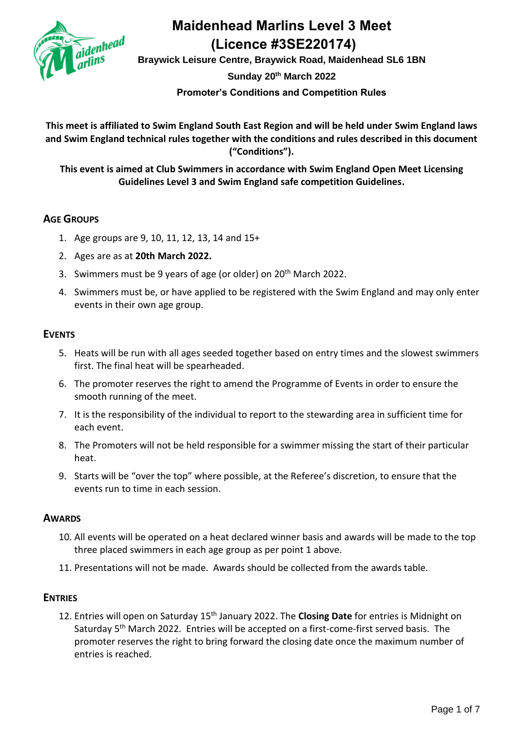# Maidenhead Marlins Level 3 Meet
# (Licence #3SE220174)

**Braywick Leisure Centre, Braywick Road, Maidenhead SL6 1BN**

**Sunday 20th March 2022**

**Promoter's Conditions and Competition Rules**

**This meet is affiliated to Swim England South East Region and will be held under Swim England laws and Swim England technical rules together with the conditions and rules described in this document ("Conditions").**

**This event is aimed at Club Swimmers in accordance with Swim England Open Meet Licensing Guidelines Level 3 and Swim England safe competition Guidelines.**

## Age Groups

1. Age groups are 9, 10, 11, 12, 13, 14 and 15+
2. Ages are as at **20th March 2022.**
3. Swimmers must be 9 years of age (or older) on 20th March 2022.
4. Swimmers must be, or have applied to be registered with the Swim England and may only enter events in their own age group.

## Events

5. Heats will be run with all ages seeded together based on entry times and the slowest swimmers first. The final heat will be spearheaded.
6. The promoter reserves the right to amend the Programme of Events in order to ensure the smooth running of the meet.
7. It is the responsibility of the individual to report to the stewarding area in sufficient time for each event.
8. The Promoters will not be held responsible for a swimmer missing the start of their particular heat.
9. Starts will be "over the top" where possible, at the Referee's discretion, to ensure that the events run to time in each session.

## Awards

10. All events will be operated on a heat declared winner basis and awards will be made to the top three placed swimmers in each age group as per point 1 above.
11. Presentations will not be made. Awards should be collected from the awards table.

## Entries

12. Entries will open on Saturday 15th January 2022. The **Closing Date** for entries is Midnight on Saturday 5th March 2022. Entries will be accepted on a first-come-first served basis. The promoter reserves the right to bring forward the closing date once the maximum number of entries is reached.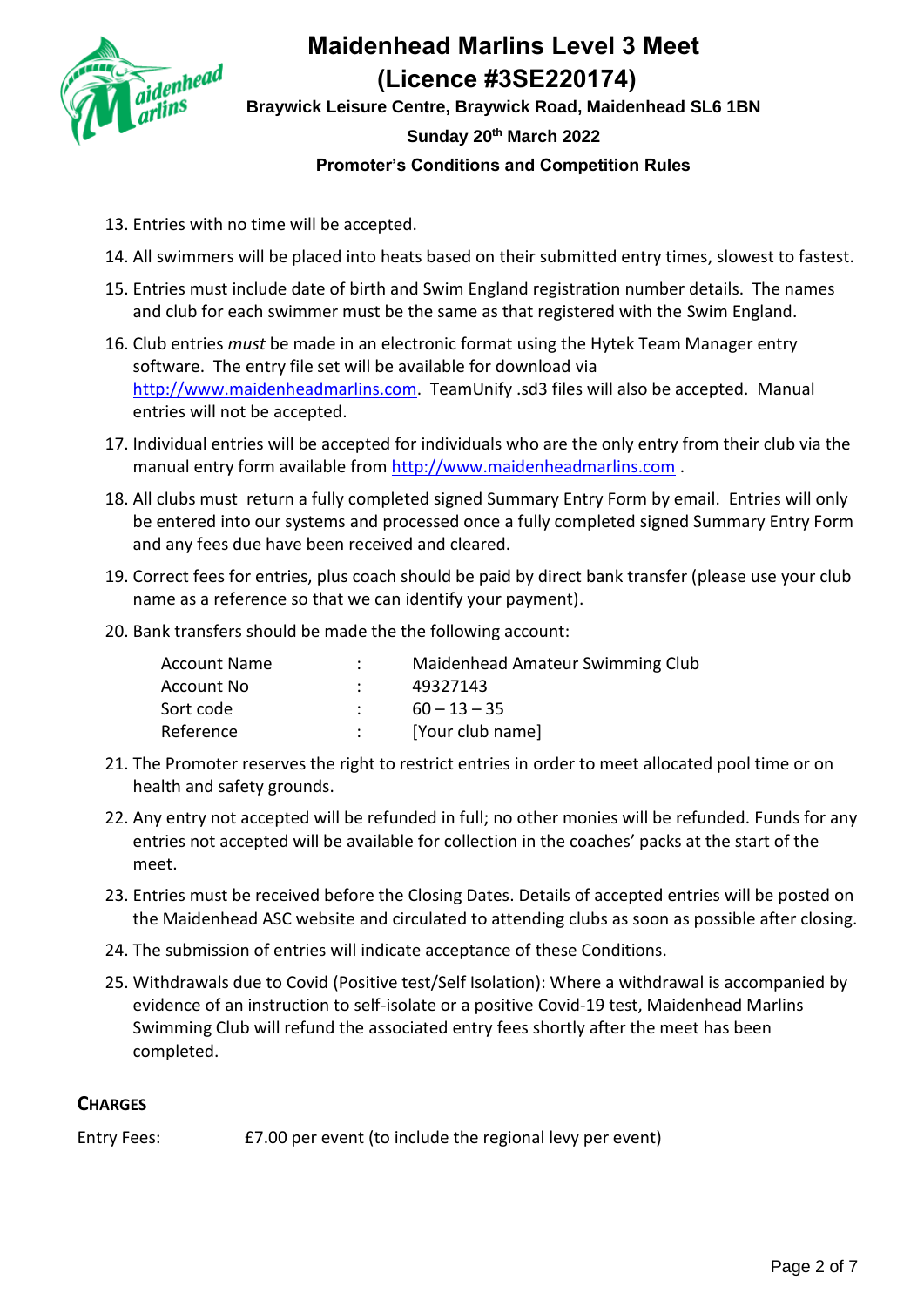# Maidenhead Marlins Level 3 Meet (Licence #3SE220174)

**Braywick Leisure Centre, Braywick Road, Maidenhead SL6 1BN**

**Sunday 20th March 2022**

**Promoter's Conditions and Competition Rules**

13. Entries with no time will be accepted.
14. All swimmers will be placed into heats based on their submitted entry times, slowest to fastest.
15. Entries must include date of birth and Swim England registration number details. The names and club for each swimmer must be the same as that registered with the Swim England.
16. Club entries *must* be made in an electronic format using the Hytek Team Manager entry software. The entry file set will be available for download via http://www.maidenheadmarlins.com. TeamUnify .sd3 files will also be accepted. Manual entries will not be accepted.
17. Individual entries will be accepted for individuals who are the only entry from their club via the manual entry form available from http://www.maidenheadmarlins.com .
18. All clubs must return a fully completed signed Summary Entry Form by email. Entries will only be entered into our systems and processed once a fully completed signed Summary Entry Form and any fees due have been received and cleared.
19. Correct fees for entries, plus coach should be paid by direct bank transfer (please use your club name as a reference so that we can identify your payment).
20. Bank transfers should be made the the following account:

| | | |
|---|---|---|
| Account Name | : | Maidenhead Amateur Swimming Club |
| Account No | : | 49327143 |
| Sort code | : | 60 – 13 – 35 |
| Reference | : | [Your club name] |

21. The Promoter reserves the right to restrict entries in order to meet allocated pool time or on health and safety grounds.
22. Any entry not accepted will be refunded in full; no other monies will be refunded. Funds for any entries not accepted will be available for collection in the coaches' packs at the start of the meet.
23. Entries must be received before the Closing Dates. Details of accepted entries will be posted on the Maidenhead ASC website and circulated to attending clubs as soon as possible after closing.
24. The submission of entries will indicate acceptance of these Conditions.
25. Withdrawals due to Covid (Positive test/Self Isolation): Where a withdrawal is accompanied by evidence of an instruction to self-isolate or a positive Covid-19 test, Maidenhead Marlins Swimming Club will refund the associated entry fees shortly after the meet has been completed.

## CHARGES

Entry Fees: £7.00 per event (to include the regional levy per event)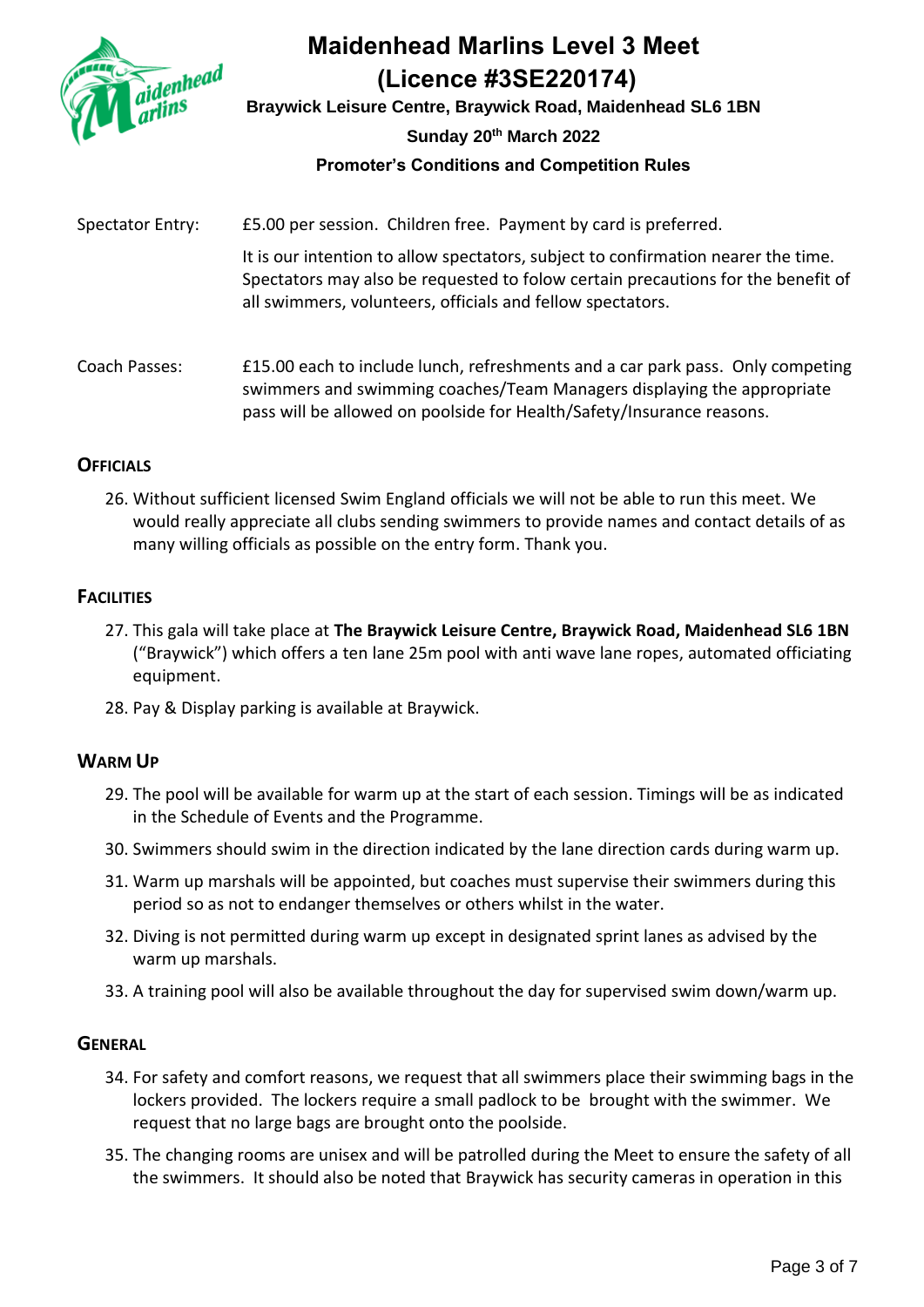# Maidenhead Marlins Level 3 Meet (Licence #3SE220174)

**Braywick Leisure Centre, Braywick Road, Maidenhead SL6 1BN**

**Sunday 20th March 2022**

**Promoter's Conditions and Competition Rules**

Spectator Entry: £5.00 per session. Children free. Payment by card is preferred.

It is our intention to allow spectators, subject to confirmation nearer the time. Spectators may also be requested to folow certain precautions for the benefit of all swimmers, volunteers, officials and fellow spectators.

Coach Passes: £15.00 each to include lunch, refreshments and a car park pass. Only competing swimmers and swimming coaches/Team Managers displaying the appropriate pass will be allowed on poolside for Health/Safety/Insurance reasons.

## Officials

26. Without sufficient licensed Swim England officials we will not be able to run this meet. We would really appreciate all clubs sending swimmers to provide names and contact details of as many willing officials as possible on the entry form. Thank you.

## Facilities

27. This gala will take place at **The Braywick Leisure Centre, Braywick Road, Maidenhead SL6 1BN** ("Braywick") which offers a ten lane 25m pool with anti wave lane ropes, automated officiating equipment.
28. Pay & Display parking is available at Braywick.

## Warm Up

29. The pool will be available for warm up at the start of each session. Timings will be as indicated in the Schedule of Events and the Programme.
30. Swimmers should swim in the direction indicated by the lane direction cards during warm up.
31. Warm up marshals will be appointed, but coaches must supervise their swimmers during this period so as not to endanger themselves or others whilst in the water.
32. Diving is not permitted during warm up except in designated sprint lanes as advised by the warm up marshals.
33. A training pool will also be available throughout the day for supervised swim down/warm up.

## General

34. For safety and comfort reasons, we request that all swimmers place their swimming bags in the lockers provided. The lockers require a small padlock to be brought with the swimmer. We request that no large bags are brought onto the poolside.
35. The changing rooms are unisex and will be patrolled during the Meet to ensure the safety of all the swimmers. It should also be noted that Braywick has security cameras in operation in this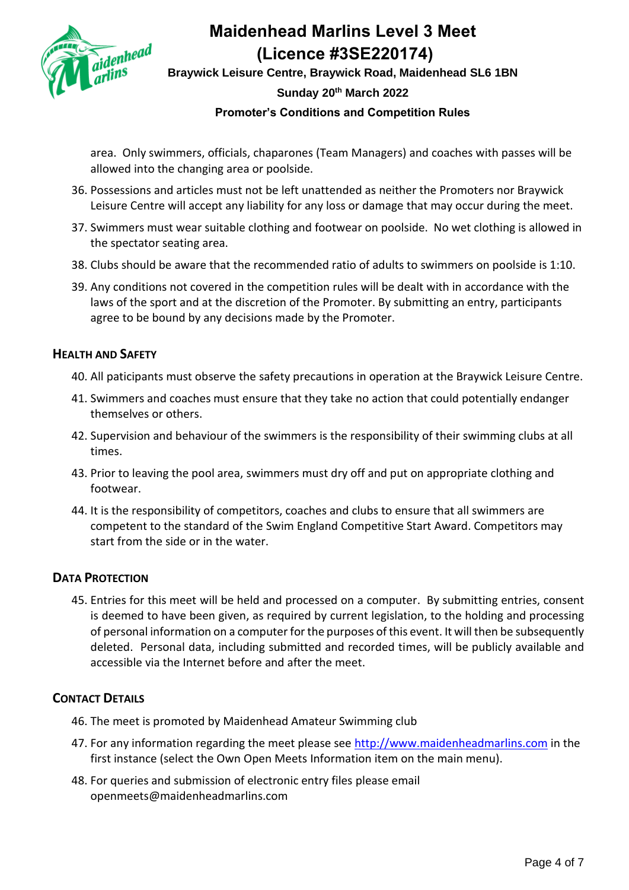area. Only swimmers, officials, chaparones (Team Managers) and coaches with passes will be allowed into the changing area or poolside.

36. Possessions and articles must not be left unattended as neither the Promoters nor Braywick Leisure Centre will accept any liability for any loss or damage that may occur during the meet.
37. Swimmers must wear suitable clothing and footwear on poolside. No wet clothing is allowed in the spectator seating area.
38. Clubs should be aware that the recommended ratio of adults to swimmers on poolside is 1:10.
39. Any conditions not covered in the competition rules will be dealt with in accordance with the laws of the sport and at the discretion of the Promoter. By submitting an entry, participants agree to be bound by any decisions made by the Promoter.

## Health and Safety

40. All paticipants must observe the safety precautions in operation at the Braywick Leisure Centre.
41. Swimmers and coaches must ensure that they take no action that could potentially endanger themselves or others.
42. Supervision and behaviour of the swimmers is the responsibility of their swimming clubs at all times.
43. Prior to leaving the pool area, swimmers must dry off and put on appropriate clothing and footwear.
44. It is the responsibility of competitors, coaches and clubs to ensure that all swimmers are competent to the standard of the Swim England Competitive Start Award. Competitors may start from the side or in the water.

## Data Protection

45. Entries for this meet will be held and processed on a computer. By submitting entries, consent is deemed to have been given, as required by current legislation, to the holding and processing of personal information on a computer for the purposes of this event. It will then be subsequently deleted. Personal data, including submitted and recorded times, will be publicly available and accessible via the Internet before and after the meet.

## Contact Details

46. The meet is promoted by Maidenhead Amateur Swimming club
47. For any information regarding the meet please see [http://www.maidenheadmarlins.com](http://www.maidenheadmarlins.com) in the first instance (select the Own Open Meets Information item on the main menu).
48. For queries and submission of electronic entry files please email openmeets@maidenheadmarlins.com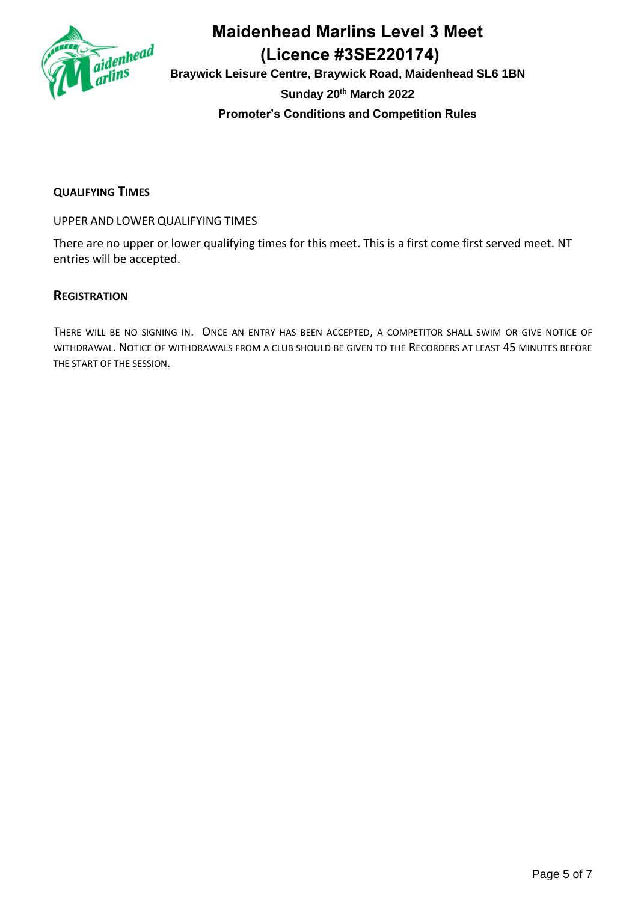## QUALIFYING TIMES

UPPER AND LOWER QUALIFYING TIMES

There are no upper or lower qualifying times for this meet. This is a first come first served meet. NT entries will be accepted.

## REGISTRATION

THERE WILL BE NO SIGNING IN. ONCE AN ENTRY HAS BEEN ACCEPTED, A COMPETITOR SHALL SWIM OR GIVE NOTICE OF WITHDRAWAL. NOTICE OF WITHDRAWALS FROM A CLUB SHOULD BE GIVEN TO THE RECORDERS AT LEAST 45 MINUTES BEFORE THE START OF THE SESSION.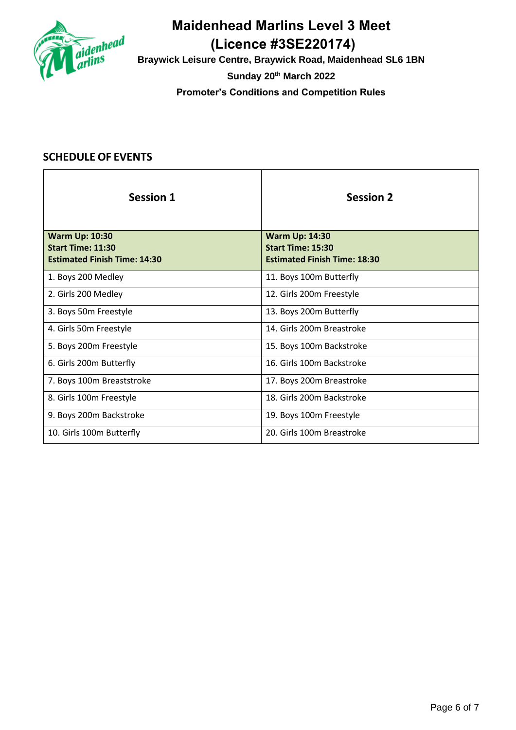# Maidenhead Marlins Level 3 Meet
# (Licence #3SE220174)

**Braywick Leisure Centre, Braywick Road, Maidenhead SL6 1BN**

**Sunday 20th March 2022**

**Promoter's Conditions and Competition Rules**

## SCHEDULE OF EVENTS

| Session 1 | Session 2 |
|---|---|
| **Warm Up: 10:30**<br>**Start Time: 11:30**<br>**Estimated Finish Time: 14:30** | **Warm Up: 14:30**<br>**Start Time: 15:30**<br>**Estimated Finish Time: 18:30** |
| 1. Boys 200 Medley | 11. Boys 100m Butterfly |
| 2. Girls 200 Medley | 12. Girls 200m Freestyle |
| 3. Boys 50m Freestyle | 13. Boys 200m Butterfly |
| 4. Girls 50m Freestyle | 14. Girls 200m Breastroke |
| 5. Boys 200m Freestyle | 15. Boys 100m Backstroke |
| 6. Girls 200m Butterfly | 16. Girls 100m Backstroke |
| 7. Boys 100m Breaststroke | 17. Boys 200m Breastroke |
| 8. Girls 100m Freestyle | 18. Girls 200m Backstroke |
| 9. Boys 200m Backstroke | 19. Boys 100m Freestyle |
| 10. Girls 100m Butterfly | 20. Girls 100m Breastroke |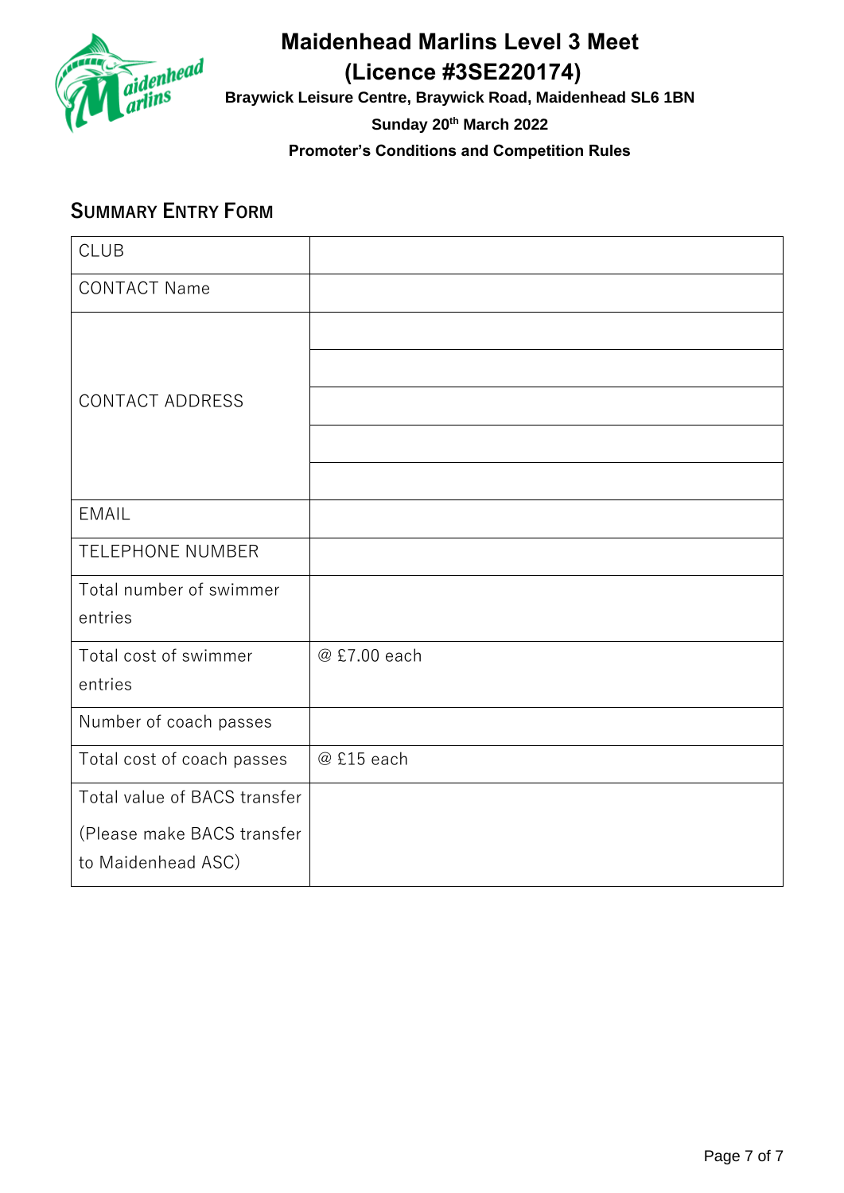# Maidenhead Marlins Level 3 Meet
# (Licence #3SE220174)

**Braywick Leisure Centre, Braywick Road, Maidenhead SL6 1BN**

**Sunday 20th March 2022**

**Promoter's Conditions and Competition Rules**

## Summary Entry Form

| | |
|---|---|
| CLUB | |
| CONTACT Name | |
| CONTACT ADDRESS | |
| | |
| | |
| | |
| | |
| EMAIL | |
| TELEPHONE NUMBER | |
| Total number of swimmer entries | |
| Total cost of swimmer entries | @ £7.00 each |
| Number of coach passes | |
| Total cost of coach passes | @ £15 each |
| Total value of BACS transfer (Please make BACS transfer to Maidenhead ASC) | |